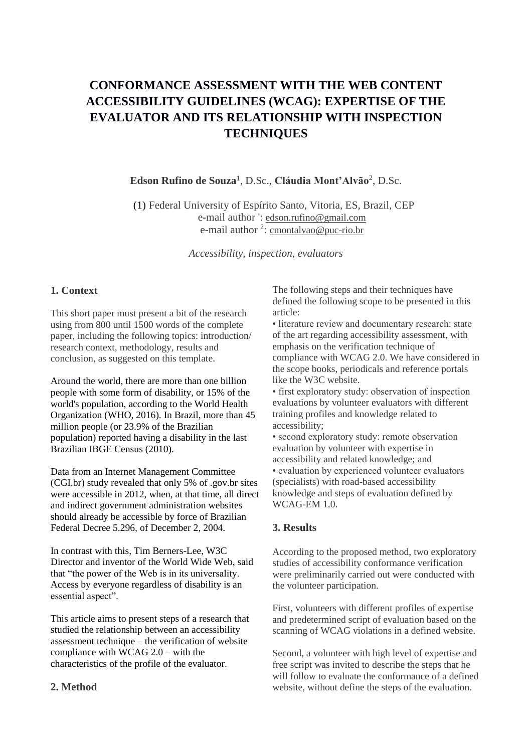# CONFORMANCE ASSESSMENT WITH THE WEB CONTENT ACCESSIBILITY GUIDELINES (WCAG): EXPERTISE OF THE EVALUATOR AND ITS RELATIONSHIP WITH INSPECTION TECHNIQUES

**Edson Rufino de Souza**[1], D.Sc., **Cláudia Mont'Alvão**[2], D.Sc.

(1) Federal University of Espírito Santo, Vitoria, ES, Brazil, CEP
e-mail author ': edson.rufino@gmail.com
e-mail author [2]: cmontalvao@puc-rio.br

*Accessibility, inspection, evaluators*

## 1. Context

This short paper must present a bit of the research using from 800 until 1500 words of the complete paper, including the following topics: introduction/ research context, methodology, results and conclusion, as suggested on this template.

Around the world, there are more than one billion people with some form of disability, or 15% of the world's population, according to the World Health Organization (WHO, 2016). In Brazil, more than 45 million people (or 23.9% of the Brazilian population) reported having a disability in the last Brazilian IBGE Census (2010).

Data from an Internet Management Committee (CGI.br) study revealed that only 5% of .gov.br sites were accessible in 2012, when, at that time, all direct and indirect government administration websites should already be accessible by force of Brazilian Federal Decree 5.296, of December 2, 2004.

In contrast with this, Tim Berners-Lee, W3C Director and inventor of the World Wide Web, said that "the power of the Web is in its universality. Access by everyone regardless of disability is an essential aspect".

This article aims to present steps of a research that studied the relationship between an accessibility assessment technique – the verification of website compliance with WCAG 2.0 – with the characteristics of the profile of the evaluator.

## 2. Method

The following steps and their techniques have defined the following scope to be presented in this article:

- literature review and documentary research: state of the art regarding accessibility assessment, with emphasis on the verification technique of compliance with WCAG 2.0. We have considered in the scope books, periodicals and reference portals like the W3C website.
- first exploratory study: observation of inspection evaluations by volunteer evaluators with different training profiles and knowledge related to accessibility;
- second exploratory study: remote observation evaluation by volunteer with expertise in accessibility and related knowledge; and
- evaluation by experienced volunteer evaluators (specialists) with road-based accessibility knowledge and steps of evaluation defined by WCAG-EM 1.0.

## 3. Results

According to the proposed method, two exploratory studies of accessibility conformance verification were preliminarily carried out were conducted with the volunteer participation.

First, volunteers with different profiles of expertise and predetermined script of evaluation based on the scanning of WCAG violations in a defined website.

Second, a volunteer with high level of expertise and free script was invited to describe the steps that he will follow to evaluate the conformance of a defined website, without define the steps of the evaluation.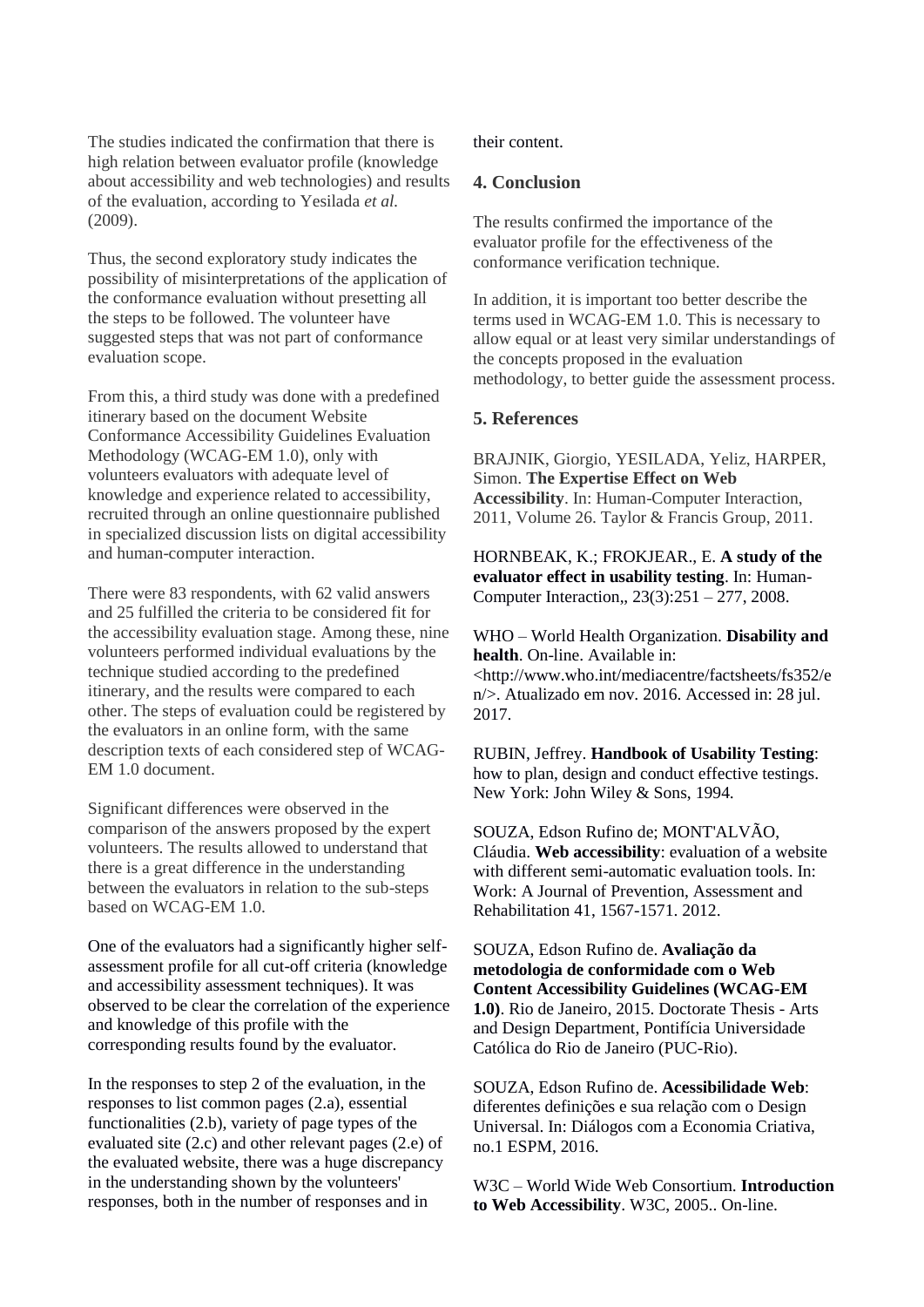The studies indicated the confirmation that there is high relation between evaluator profile (knowledge about accessibility and web technologies) and results of the evaluation, according to Yesilada *et al.* (2009).

Thus, the second exploratory study indicates the possibility of misinterpretations of the application of the conformance evaluation without presetting all the steps to be followed. The volunteer have suggested steps that was not part of conformance evaluation scope.

From this, a third study was done with a predefined itinerary based on the document Website Conformance Accessibility Guidelines Evaluation Methodology (WCAG-EM 1.0), only with volunteers evaluators with adequate level of knowledge and experience related to accessibility, recruited through an online questionnaire published in specialized discussion lists on digital accessibility and human-computer interaction.

There were 83 respondents, with 62 valid answers and 25 fulfilled the criteria to be considered fit for the accessibility evaluation stage. Among these, nine volunteers performed individual evaluations by the technique studied according to the predefined itinerary, and the results were compared to each other. The steps of evaluation could be registered by the evaluators in an online form, with the same description texts of each considered step of WCAG-EM 1.0 document.

Significant differences were observed in the comparison of the answers proposed by the expert volunteers. The results allowed to understand that there is a great difference in the understanding between the evaluators in relation to the sub-steps based on WCAG-EM 1.0.

One of the evaluators had a significantly higher self-assessment profile for all cut-off criteria (knowledge and accessibility assessment techniques). It was observed to be clear the correlation of the experience and knowledge of this profile with the corresponding results found by the evaluator.

In the responses to step 2 of the evaluation, in the responses to list common pages (2.a), essential functionalities (2.b), variety of page types of the evaluated site (2.c) and other relevant pages (2.e) of the evaluated website, there was a huge discrepancy in the understanding shown by the volunteers' responses, both in the number of responses and in their content.

## 4. Conclusion

The results confirmed the importance of the evaluator profile for the effectiveness of the conformance verification technique.

In addition, it is important too better describe the terms used in WCAG-EM 1.0. This is necessary to allow equal or at least very similar understandings of the concepts proposed in the evaluation methodology, to better guide the assessment process.

## 5. References

BRAJNIK, Giorgio, YESILADA, Yeliz, HARPER, Simon. **The Expertise Effect on Web Accessibility**. In: Human-Computer Interaction, 2011, Volume 26. Taylor & Francis Group, 2011.

HORNBEAK, K.; FROKJEAR., E. **A study of the evaluator effect in usability testing**. In: Human-Computer Interaction,, 23(3):251 – 277, 2008.

WHO – World Health Organization. **Disability and health**. On-line. Available in: <http://www.who.int/mediacentre/factsheets/fs352/en/>. Atualizado em nov. 2016. Accessed in: 28 jul. 2017.

RUBIN, Jeffrey. **Handbook of Usability Testing**: how to plan, design and conduct effective testings. New York: John Wiley & Sons, 1994.

SOUZA, Edson Rufino de; MONT'ALVÃO, Cláudia. **Web accessibility**: evaluation of a website with different semi-automatic evaluation tools. In: Work: A Journal of Prevention, Assessment and Rehabilitation 41, 1567-1571. 2012.

SOUZA, Edson Rufino de. **Avaliação da metodologia de conformidade com o Web Content Accessibility Guidelines (WCAG-EM 1.0)**. Rio de Janeiro, 2015. Doctorate Thesis - Arts and Design Department, Pontifícia Universidade Católica do Rio de Janeiro (PUC-Rio).

SOUZA, Edson Rufino de. **Acessibilidade Web**: diferentes definições e sua relação com o Design Universal. In: Diálogos com a Economia Criativa, no.1 ESPM, 2016.

W3C – World Wide Web Consortium. **Introduction to Web Accessibility**. W3C, 2005.. On-line.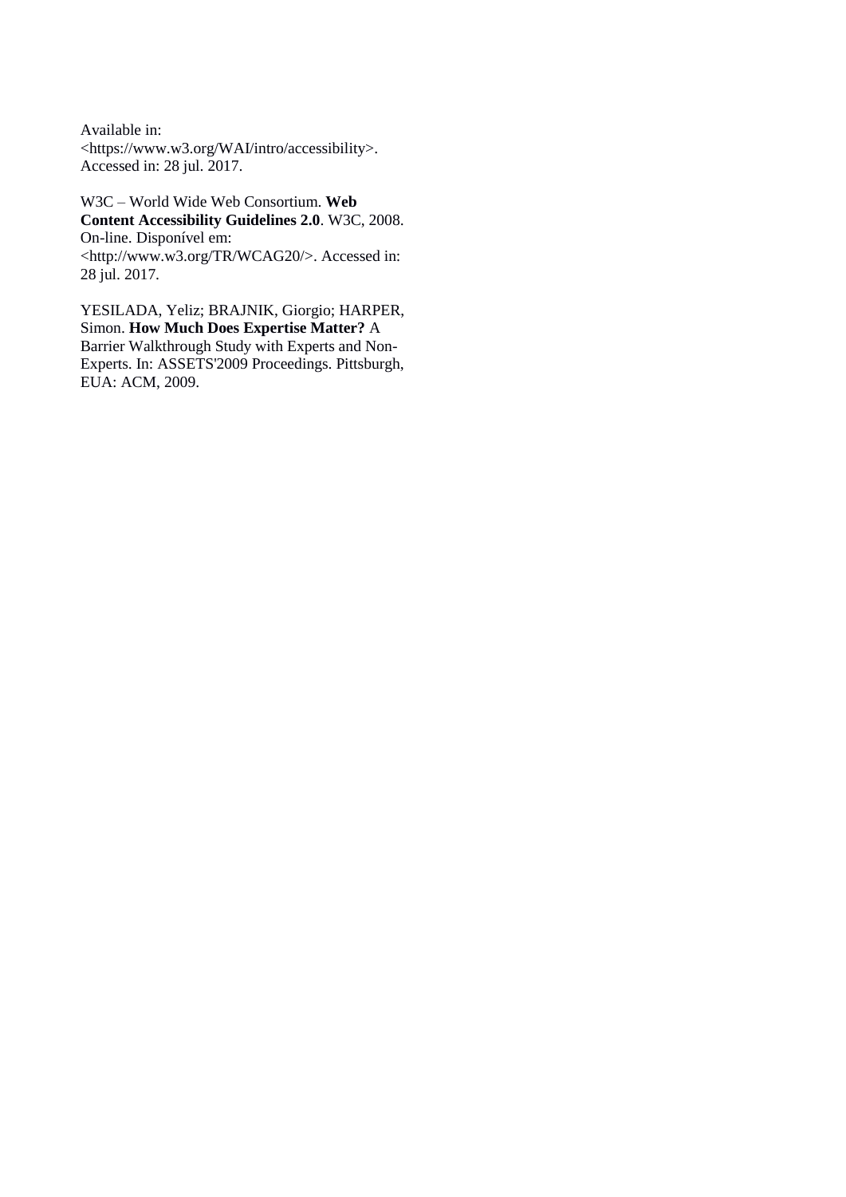Available in: <https://www.w3.org/WAI/intro/accessibility>. Accessed in: 28 jul. 2017.

W3C – World Wide Web Consortium. **Web Content Accessibility Guidelines 2.0**. W3C, 2008. On-line. Disponível em: <http://www.w3.org/TR/WCAG20/>. Accessed in: 28 jul. 2017.

YESILADA, Yeliz; BRAJNIK, Giorgio; HARPER, Simon. **How Much Does Expertise Matter?** A Barrier Walkthrough Study with Experts and Non-Experts. In: ASSETS'2009 Proceedings. Pittsburgh, EUA: ACM, 2009.